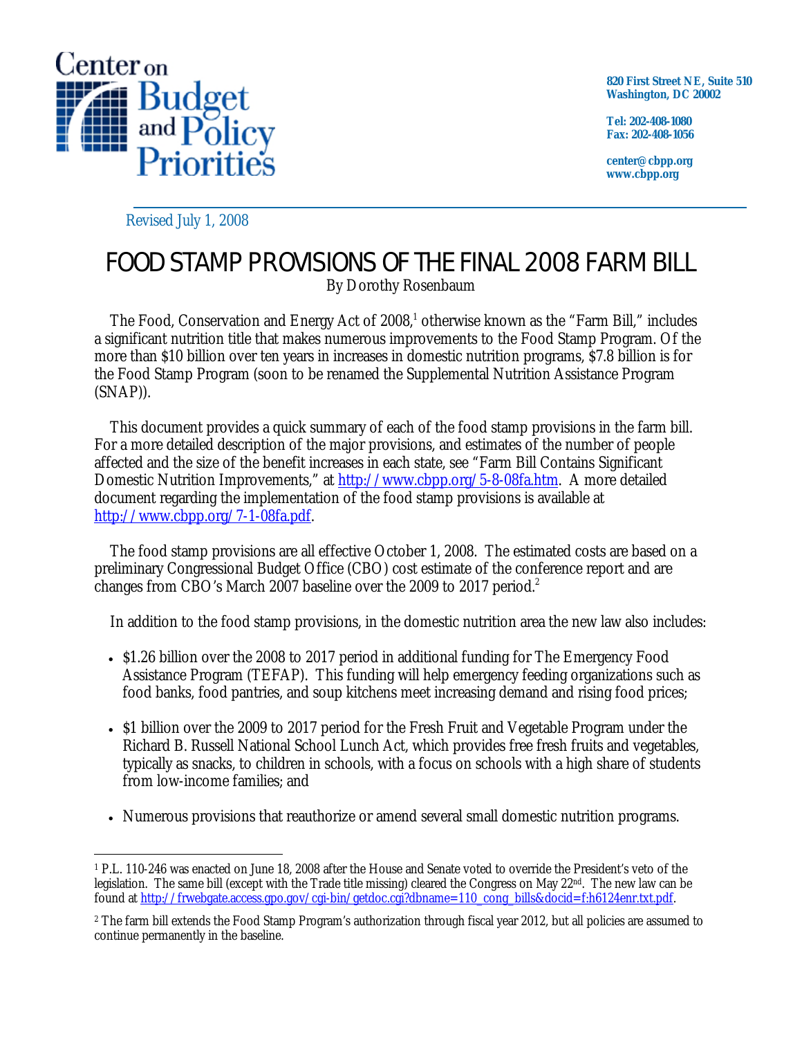Center on Budget and Policy Priorities

820 First Street NE, Suite 510
Washington, DC 20002

Tel: 202-408-1080
Fax: 202-408-1056

center@cbpp.org
www.cbpp.org

Revised July 1, 2008

# FOOD STAMP PROVISIONS OF THE FINAL 2008 FARM BILL

By Dorothy Rosenbaum

The Food, Conservation and Energy Act of 2008,[1] otherwise known as the "Farm Bill," includes a significant nutrition title that makes numerous improvements to the Food Stamp Program. Of the more than $10 billion over ten years in increases in domestic nutrition programs, $7.8 billion is for the Food Stamp Program (soon to be renamed the Supplemental Nutrition Assistance Program (SNAP)).

This document provides a quick summary of each of the food stamp provisions in the farm bill. For a more detailed description of the major provisions, and estimates of the number of people affected and the size of the benefit increases in each state, see "Farm Bill Contains Significant Domestic Nutrition Improvements," at http://www.cbpp.org/5-8-08fa.htm. A more detailed document regarding the implementation of the food stamp provisions is available at http://www.cbpp.org/7-1-08fa.pdf.

The food stamp provisions are all effective October 1, 2008. The estimated costs are based on a preliminary Congressional Budget Office (CBO) cost estimate of the conference report and are changes from CBO's March 2007 baseline over the 2009 to 2017 period.[2]

In addition to the food stamp provisions, in the domestic nutrition area the new law also includes:

- $1.26 billion over the 2008 to 2017 period in additional funding for The Emergency Food Assistance Program (TEFAP). This funding will help emergency feeding organizations such as food banks, food pantries, and soup kitchens meet increasing demand and rising food prices;
- $1 billion over the 2009 to 2017 period for the Fresh Fruit and Vegetable Program under the Richard B. Russell National School Lunch Act, which provides free fresh fruits and vegetables, typically as snacks, to children in schools, with a focus on schools with a high share of students from low-income families; and
- Numerous provisions that reauthorize or amend several small domestic nutrition programs.

---

[1] P.L. 110-246 was enacted on June 18, 2008 after the House and Senate voted to override the President's veto of the legislation. The same bill (except with the Trade title missing) cleared the Congress on May 22nd. The new law can be found at http://frwebgate.access.gpo.gov/cgi-bin/getdoc.cgi?dbname=110_cong_bills&docid=f:h6124enr.txt.pdf.

[2] The farm bill extends the Food Stamp Program's authorization through fiscal year 2012, but all policies are assumed to continue permanently in the baseline.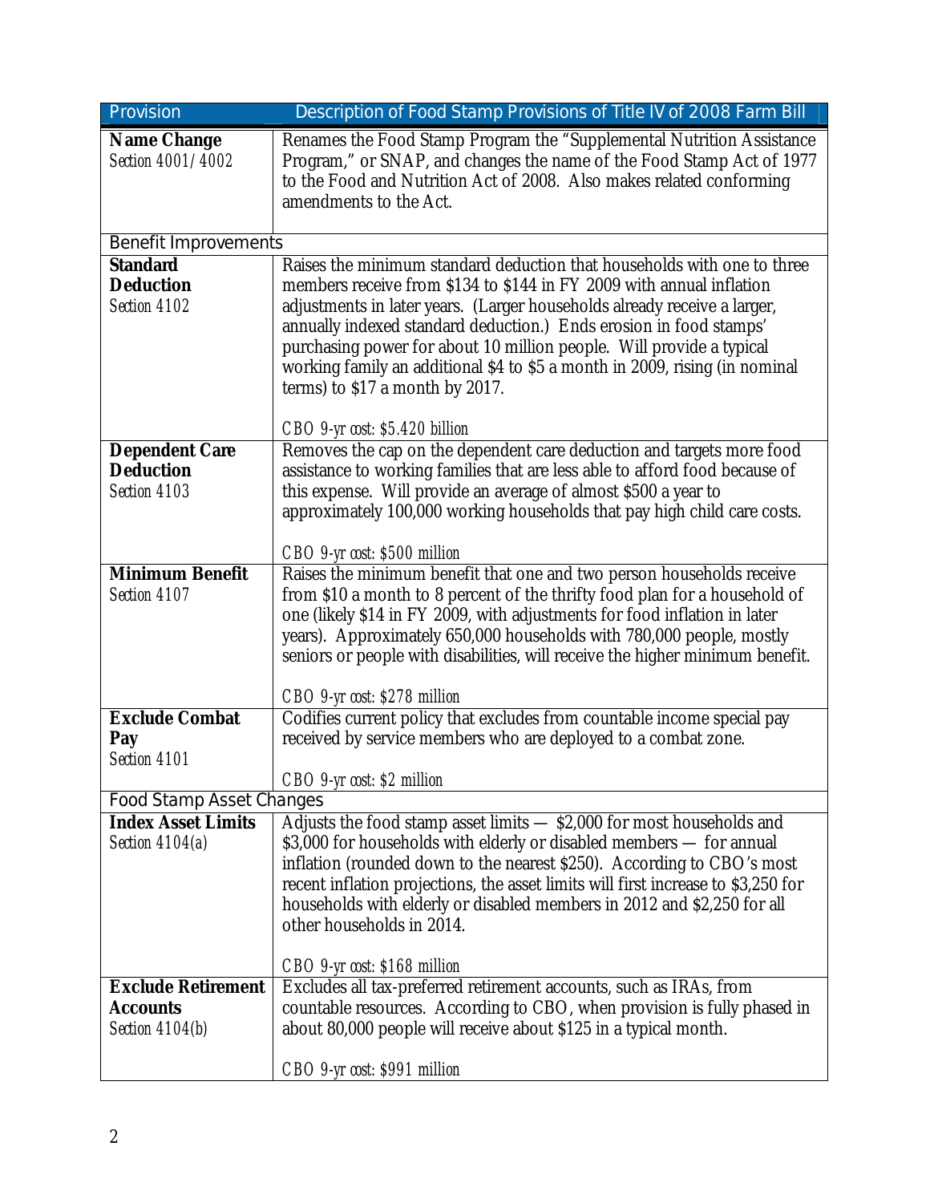| Provision | Description of Food Stamp Provisions of Title IV of 2008 Farm Bill |
|---|---|
| **Name Change** *Section 4001/4002* | Renames the Food Stamp Program the "Supplemental Nutrition Assistance Program," or SNAP, and changes the name of the Food Stamp Act of 1977 to the Food and Nutrition Act of 2008. Also makes related conforming amendments to the Act. |
| Benefit Improvements | |
| **Standard Deduction** *Section 4102* | Raises the minimum standard deduction that households with one to three members receive from $134 to $144 in FY 2009 with annual inflation adjustments in later years. (Larger households already receive a larger, annually indexed standard deduction.) Ends erosion in food stamps' purchasing power for about 10 million people. Will provide a typical working family an additional $4 to $5 a month in 2009, rising (in nominal terms) to $17 a month by 2017. *CBO 9-yr cost: $5.420 billion* |
| **Dependent Care Deduction** *Section 4103* | Removes the cap on the dependent care deduction and targets more food assistance to working families that are less able to afford food because of this expense. Will provide an average of almost $500 a year to approximately 100,000 working households that pay high child care costs. *CBO 9-yr cost: $500 million* |
| **Minimum Benefit** *Section 4107* | Raises the minimum benefit that one and two person households receive from $10 a month to 8 percent of the thrifty food plan for a household of one (likely $14 in FY 2009, with adjustments for food inflation in later years). Approximately 650,000 households with 780,000 people, mostly seniors or people with disabilities, will receive the higher minimum benefit. *CBO 9-yr cost: $278 million* |
| **Exclude Combat Pay** *Section 4101* | Codifies current policy that excludes from countable income special pay received by service members who are deployed to a combat zone. *CBO 9-yr cost: $2 million* |
| Food Stamp Asset Changes | |
| **Index Asset Limits** *Section 4104(a)* | Adjusts the food stamp asset limits — $2,000 for most households and $3,000 for households with elderly or disabled members — for annual inflation (rounded down to the nearest $250). According to CBO's most recent inflation projections, the asset limits will first increase to $3,250 for households with elderly or disabled members in 2012 and $2,250 for all other households in 2014. *CBO 9-yr cost: $168 million* |
| **Exclude Retirement Accounts** *Section 4104(b)* | Excludes all tax-preferred retirement accounts, such as IRAs, from countable resources. According to CBO, when provision is fully phased in about 80,000 people will receive about $125 in a typical month. *CBO 9-yr cost: $991 million* |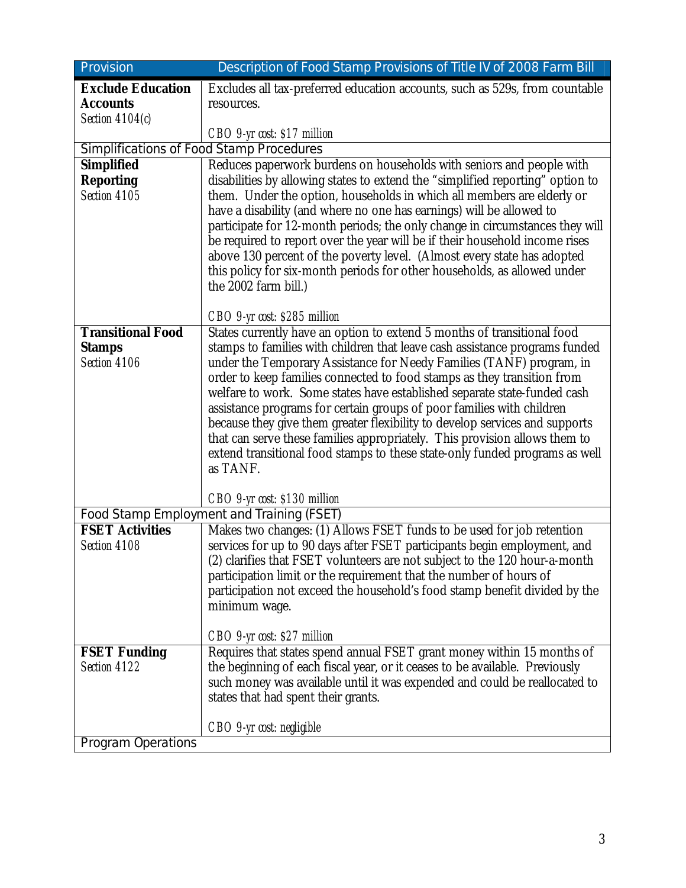| Provision | Description of Food Stamp Provisions of Title IV of 2008 Farm Bill |
|---|---|
| **Exclude Education Accounts** *Section 4104(c)* | Excludes all tax-preferred education accounts, such as 529s, from countable resources. *CBO 9-yr cost: $17 million* |
| Simplifications of Food Stamp Procedures | |
| **Simplified Reporting** *Section 4105* | Reduces paperwork burdens on households with seniors and people with disabilities by allowing states to extend the "simplified reporting" option to them. Under the option, households in which all members are elderly or have a disability (and where no one has earnings) will be allowed to participate for 12-month periods; the only change in circumstances they will be required to report over the year will be if their household income rises above 130 percent of the poverty level. (Almost every state has adopted this policy for six-month periods for other households, as allowed under the 2002 farm bill.) *CBO 9-yr cost: $285 million* |
| **Transitional Food Stamps** *Section 4106* | States currently have an option to extend 5 months of transitional food stamps to families with children that leave cash assistance programs funded under the Temporary Assistance for Needy Families (TANF) program, in order to keep families connected to food stamps as they transition from welfare to work. Some states have established separate state-funded cash assistance programs for certain groups of poor families with children because they give them greater flexibility to develop services and supports that can serve these families appropriately. This provision allows them to extend transitional food stamps to these state-only funded programs as well as TANF. *CBO 9-yr cost: $130 million* |
| Food Stamp Employment and Training (FSET) | |
| **FSET Activities** *Section 4108* | Makes two changes: (1) Allows FSET funds to be used for job retention services for up to 90 days after FSET participants begin employment, and (2) clarifies that FSET volunteers are not subject to the 120 hour-a-month participation limit or the requirement that the number of hours of participation not exceed the household's food stamp benefit divided by the minimum wage. *CBO 9-yr cost: $27 million* |
| **FSET Funding** *Section 4122* | Requires that states spend annual FSET grant money within 15 months of the beginning of each fiscal year, or it ceases to be available. Previously such money was available until it was expended and could be reallocated to states that had spent their grants. *CBO 9-yr cost: negligible* |
| Program Operations | |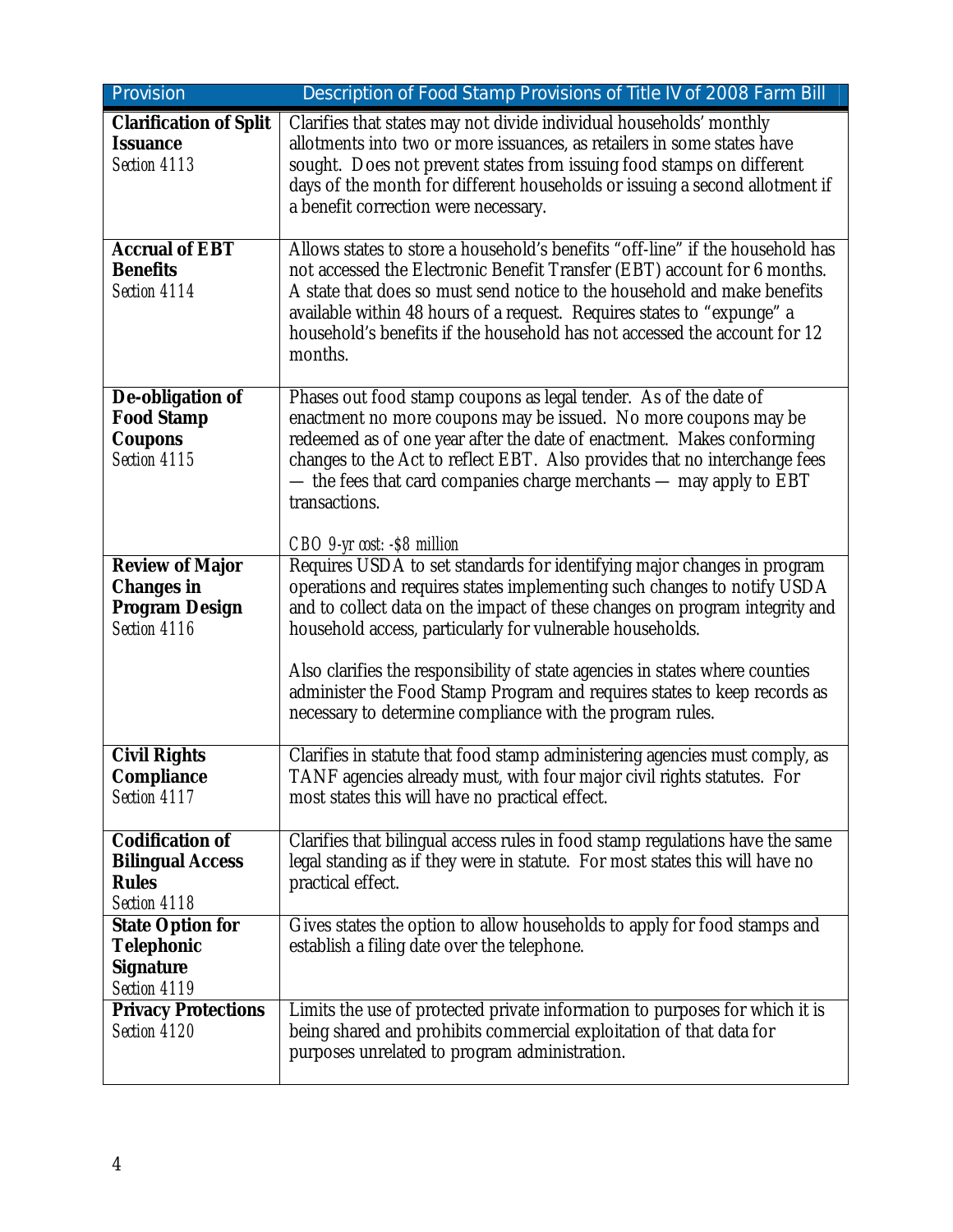| Provision | Description of Food Stamp Provisions of Title IV of 2008 Farm Bill |
|---|---|
| **Clarification of Split Issuance** *Section 4113* | Clarifies that states may not divide individual households' monthly allotments into two or more issuances, as retailers in some states have sought. Does not prevent states from issuing food stamps on different days of the month for different households or issuing a second allotment if a benefit correction were necessary. |
| **Accrual of EBT Benefits** *Section 4114* | Allows states to store a household's benefits "off-line" if the household has not accessed the Electronic Benefit Transfer (EBT) account for 6 months. A state that does so must send notice to the household and make benefits available within 48 hours of a request. Requires states to "expunge" a household's benefits if the household has not accessed the account for 12 months. |
| **De-obligation of Food Stamp Coupons** *Section 4115* | Phases out food stamp coupons as legal tender. As of the date of enactment no more coupons may be issued. No more coupons may be redeemed as of one year after the date of enactment. Makes conforming changes to the Act to reflect EBT. Also provides that no interchange fees — the fees that card companies charge merchants — may apply to EBT transactions.<br><br>*CBO 9-yr cost: -$8 million* |
| **Review of Major Changes in Program Design** *Section 4116* | Requires USDA to set standards for identifying major changes in program operations and requires states implementing such changes to notify USDA and to collect data on the impact of these changes on program integrity and household access, particularly for vulnerable households.<br><br>Also clarifies the responsibility of state agencies in states where counties administer the Food Stamp Program and requires states to keep records as necessary to determine compliance with the program rules. |
| **Civil Rights Compliance** *Section 4117* | Clarifies in statute that food stamp administering agencies must comply, as TANF agencies already must, with four major civil rights statutes. For most states this will have no practical effect. |
| **Codification of Bilingual Access Rules** *Section 4118* | Clarifies that bilingual access rules in food stamp regulations have the same legal standing as if they were in statute. For most states this will have no practical effect. |
| **State Option for Telephonic Signature** *Section 4119* | Gives states the option to allow households to apply for food stamps and establish a filing date over the telephone. |
| **Privacy Protections** *Section 4120* | Limits the use of protected private information to purposes for which it is being shared and prohibits commercial exploitation of that data for purposes unrelated to program administration. |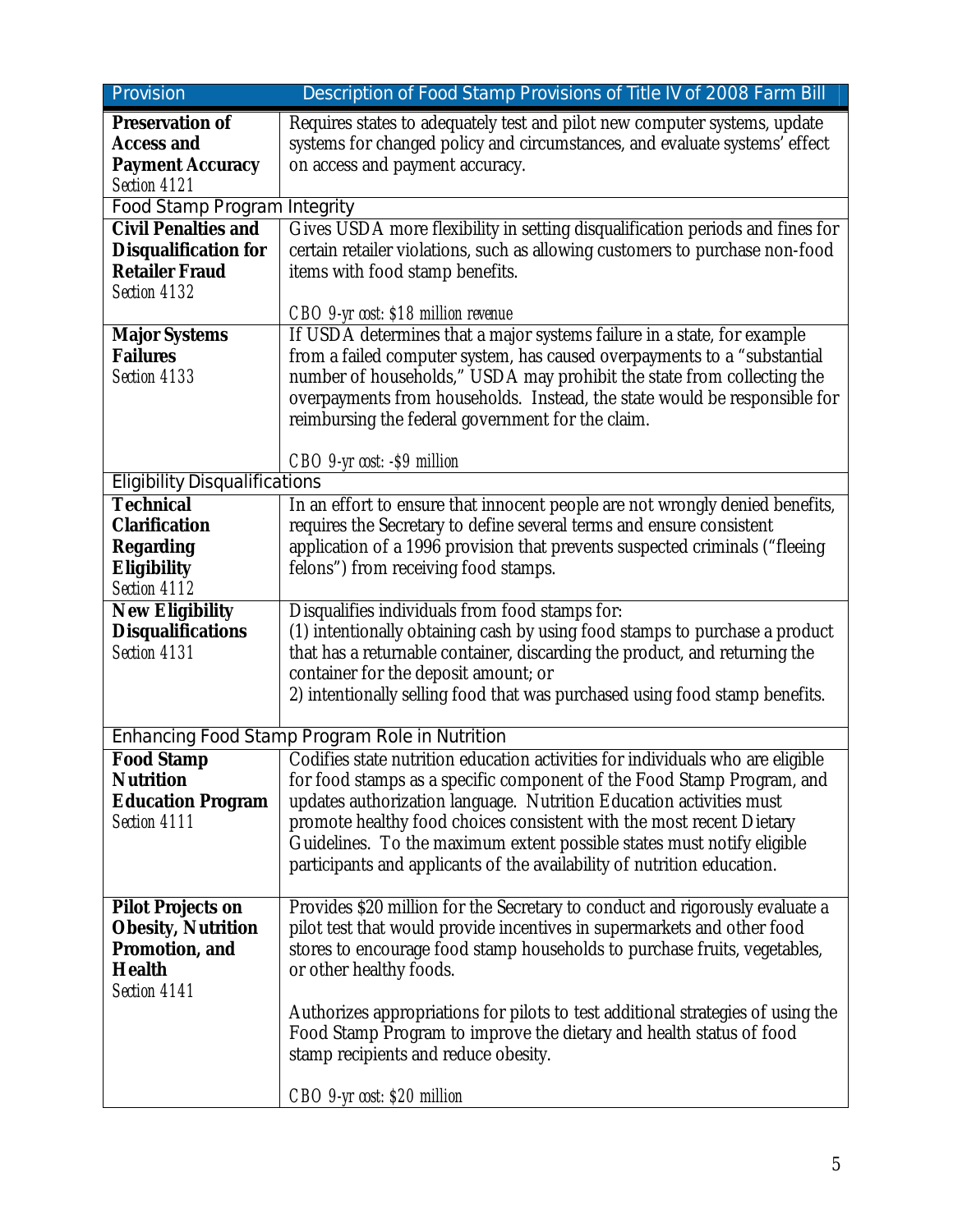| Provision | Description of Food Stamp Provisions of Title IV of 2008 Farm Bill |
|---|---|
| **Preservation of Access and Payment Accuracy** *Section 4121* | Requires states to adequately test and pilot new computer systems, update systems for changed policy and circumstances, and evaluate systems' effect on access and payment accuracy. |
| Food Stamp Program Integrity | |
| **Civil Penalties and Disqualification for Retailer Fraud** *Section 4132* | Gives USDA more flexibility in setting disqualification periods and fines for certain retailer violations, such as allowing customers to purchase non-food items with food stamp benefits.<br><br>*CBO 9-yr cost: $18 million revenue* |
| **Major Systems Failures** *Section 4133* | If USDA determines that a major systems failure in a state, for example from a failed computer system, has caused overpayments to a "substantial number of households," USDA may prohibit the state from collecting the overpayments from households. Instead, the state would be responsible for reimbursing the federal government for the claim.<br><br>*CBO 9-yr cost: -$9 million* |
| Eligibility Disqualifications | |
| **Technical Clarification Regarding Eligibility** *Section 4112* | In an effort to ensure that innocent people are not wrongly denied benefits, requires the Secretary to define several terms and ensure consistent application of a 1996 provision that prevents suspected criminals ("fleeing felons") from receiving food stamps. |
| **New Eligibility Disqualifications** *Section 4131* | Disqualifies individuals from food stamps for:<br>(1) intentionally obtaining cash by using food stamps to purchase a product that has a returnable container, discarding the product, and returning the container for the deposit amount; or<br>2) intentionally selling food that was purchased using food stamp benefits. |
| Enhancing Food Stamp Program Role in Nutrition | |
| **Food Stamp Nutrition Education Program** *Section 4111* | Codifies state nutrition education activities for individuals who are eligible for food stamps as a specific component of the Food Stamp Program, and updates authorization language. Nutrition Education activities must promote healthy food choices consistent with the most recent Dietary Guidelines. To the maximum extent possible states must notify eligible participants and applicants of the availability of nutrition education. |
| **Pilot Projects on Obesity, Nutrition Promotion, and Health** *Section 4141* | Provides $20 million for the Secretary to conduct and rigorously evaluate a pilot test that would provide incentives in supermarkets and other food stores to encourage food stamp households to purchase fruits, vegetables, or other healthy foods.<br><br>Authorizes appropriations for pilots to test additional strategies of using the Food Stamp Program to improve the dietary and health status of food stamp recipients and reduce obesity.<br><br>*CBO 9-yr cost: $20 million* |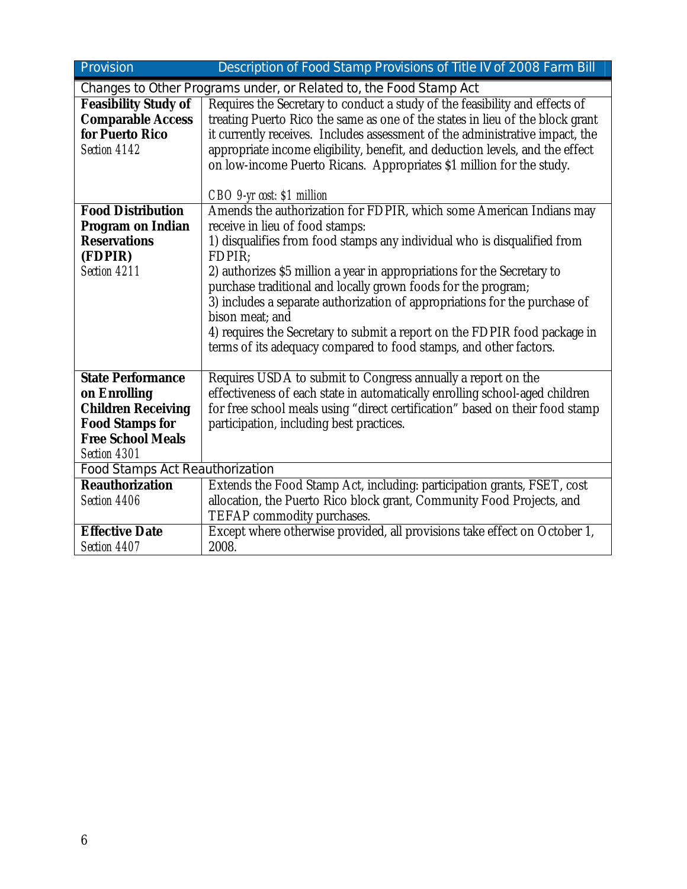| Provision | Description of Food Stamp Provisions of Title IV of 2008 Farm Bill |
|---|---|
| Changes to Other Programs under, or Related to, the Food Stamp Act | |
| **Feasibility Study of Comparable Access for Puerto Rico** *Section 4142* | Requires the Secretary to conduct a study of the feasibility and effects of treating Puerto Rico the same as one of the states in lieu of the block grant it currently receives. Includes assessment of the administrative impact, the appropriate income eligibility, benefit, and deduction levels, and the effect on low-income Puerto Ricans. Appropriates $1 million for the study. *CBO 9-yr cost: $1 million* |
| **Food Distribution Program on Indian Reservations (FDPIR)** *Section 4211* | Amends the authorization for FDPIR, which some American Indians may receive in lieu of food stamps: 1) disqualifies from food stamps any individual who is disqualified from FDPIR; 2) authorizes $5 million a year in appropriations for the Secretary to purchase traditional and locally grown foods for the program; 3) includes a separate authorization of appropriations for the purchase of bison meat; and 4) requires the Secretary to submit a report on the FDPIR food package in terms of its adequacy compared to food stamps, and other factors. |
| **State Performance on Enrolling Children Receiving Food Stamps for Free School Meals** *Section 4301* | Requires USDA to submit to Congress annually a report on the effectiveness of each state in automatically enrolling school-aged children for free school meals using "direct certification" based on their food stamp participation, including best practices. |
| Food Stamps Act Reauthorization | |
| **Reauthorization** *Section 4406* | Extends the Food Stamp Act, including: participation grants, FSET, cost allocation, the Puerto Rico block grant, Community Food Projects, and TEFAP commodity purchases. |
| **Effective Date** *Section 4407* | Except where otherwise provided, all provisions take effect on October 1, 2008. |